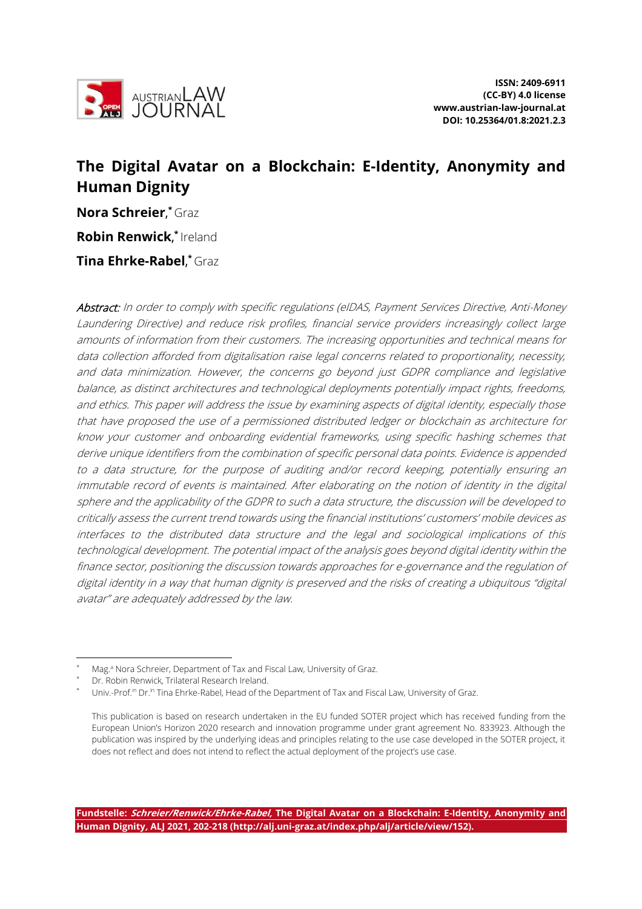ISSN: 2409-6911
(CC-BY) 4.0 license
www.austrian-law-journal.at
DOI: 10.25364/01.8:2021.2.3

# The Digital Avatar on a Blockchain: E-Identity, Anonymity and Human Dignity

**Nora Schreier**,* Graz

**Robin Renwick**,* Ireland

**Tina Ehrke-Rabel**,* Graz

***Abstract:*** *In order to comply with specific regulations (eIDAS, Payment Services Directive, Anti-Money Laundering Directive) and reduce risk profiles, financial service providers increasingly collect large amounts of information from their customers. The increasing opportunities and technical means for data collection afforded from digitalisation raise legal concerns related to proportionality, necessity, and data minimization. However, the concerns go beyond just GDPR compliance and legislative balance, as distinct architectures and technological deployments potentially impact rights, freedoms, and ethics. This paper will address the issue by examining aspects of digital identity, especially those that have proposed the use of a permissioned distributed ledger or blockchain as architecture for know your customer and onboarding evidential frameworks, using specific hashing schemes that derive unique identifiers from the combination of specific personal data points. Evidence is appended to a data structure, for the purpose of auditing and/or record keeping, potentially ensuring an immutable record of events is maintained. After elaborating on the notion of identity in the digital sphere and the applicability of the GDPR to such a data structure, the discussion will be developed to critically assess the current trend towards using the financial institutions' customers' mobile devices as interfaces to the distributed data structure and the legal and sociological implications of this technological development. The potential impact of the analysis goes beyond digital identity within the finance sector, positioning the discussion towards approaches for e-governance and the regulation of digital identity in a way that human dignity is preserved and the risks of creating a ubiquitous "digital avatar" are adequately addressed by the law.*

---

\* Mag.[a] Nora Schreier, Department of Tax and Fiscal Law, University of Graz.

\* Dr. Robin Renwick, Trilateral Research Ireland.

\* Univ.-Prof.[in] Dr.[in] Tina Ehrke-Rabel, Head of the Department of Tax and Fiscal Law, University of Graz.

This publication is based on research undertaken in the EU funded SOTER project which has received funding from the European Union's Horizon 2020 research and innovation programme under grant agreement No. 833923. Although the publication was inspired by the underlying ideas and principles relating to the use case developed in the SOTER project, it does not reflect and does not intend to reflect the actual deployment of the project's use case.

**Fundstelle: *Schreier/Renwick/Ehrke-Rabel*, The Digital Avatar on a Blockchain: E-Identity, Anonymity and Human Dignity, ALJ 2021, 202-218 (http://alj.uni-graz.at/index.php/alj/article/view/152).**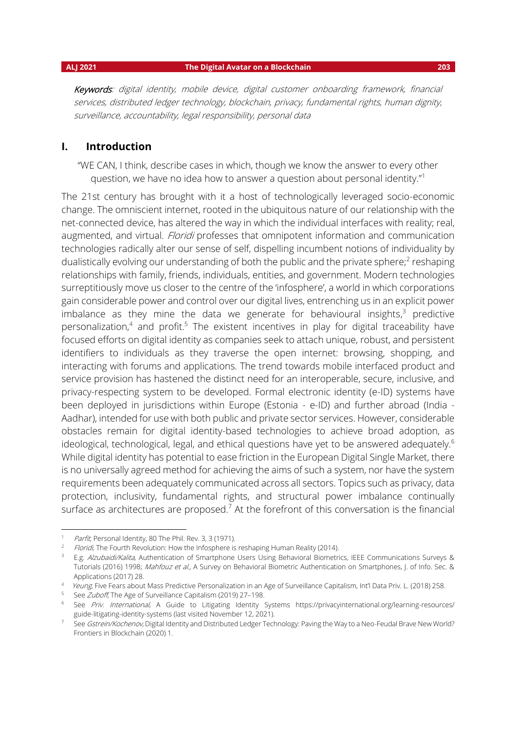*Keywords*: *digital identity, mobile device, digital customer onboarding framework, financial services, distributed ledger technology, blockchain, privacy, fundamental rights, human dignity, surveillance, accountability, legal responsibility, personal data*

## I. Introduction

"WE CAN, I think, describe cases in which, though we know the answer to every other question, we have no idea how to answer a question about personal identity."[1]

The 21st century has brought with it a host of technologically leveraged socio-economic change. The omniscient internet, rooted in the ubiquitous nature of our relationship with the net-connected device, has altered the way in which the individual interfaces with reality; real, augmented, and virtual. *Floridi* professes that omnipotent information and communication technologies radically alter our sense of self, dispelling incumbent notions of individuality by dualistically evolving our understanding of both the public and the private sphere;[2] reshaping relationships with family, friends, individuals, entities, and government. Modern technologies surreptitiously move us closer to the centre of the 'infosphere', a world in which corporations gain considerable power and control over our digital lives, entrenching us in an explicit power imbalance as they mine the data we generate for behavioural insights,[3] predictive personalization,[4] and profit.[5] The existent incentives in play for digital traceability have focused efforts on digital identity as companies seek to attach unique, robust, and persistent identifiers to individuals as they traverse the open internet: browsing, shopping, and interacting with forums and applications. The trend towards mobile interfaced product and service provision has hastened the distinct need for an interoperable, secure, inclusive, and privacy-respecting system to be developed. Formal electronic identity (e-ID) systems have been deployed in jurisdictions within Europe (Estonia - e-ID) and further abroad (India - Aadhar), intended for use with both public and private sector services. However, considerable obstacles remain for digital identity-based technologies to achieve broad adoption, as ideological, technological, legal, and ethical questions have yet to be answered adequately.[6] While digital identity has potential to ease friction in the European Digital Single Market, there is no universally agreed method for achieving the aims of such a system, nor have the system requirements been adequately communicated across all sectors. Topics such as privacy, data protection, inclusivity, fundamental rights, and structural power imbalance continually surface as architectures are proposed.[7] At the forefront of this conversation is the financial

---

[1] *Parfit*, Personal Identity, 80 The Phil. Rev. 3, 3 (1971).

[2] *Floridi*, The Fourth Revolution: How the Infosphere is reshaping Human Reality (2014).

[3] E.g. *Alzubaidi/Kalita*, Authentication of Smartphone Users Using Behavioral Biometrics, IEEE Communications Surveys & Tutorials (2016) 1998; *Mahfouz et al.*, A Survey on Behavioral Biometric Authentication on Smartphones, J. of Info. Sec. & Applications (2017) 28.

[4] *Yeung*, Five Fears about Mass Predictive Personalization in an Age of Surveillance Capitalism, Int'l Data Priv. L. (2018) 258.

[5] See *Zuboff*, The Age of Surveillance Capitalism (2019) 27–198.

[6] See *Priv. International*, A Guide to Litigating Identity Systems https://privacyinternational.org/learning-resources/guide-litigating-identity-systems (last visited November 12, 2021).

[7] See *Gstrein/Kochenov*, Digital Identity and Distributed Ledger Technology: Paving the Way to a Neo-Feudal Brave New World? Frontiers in Blockchain (2020) 1.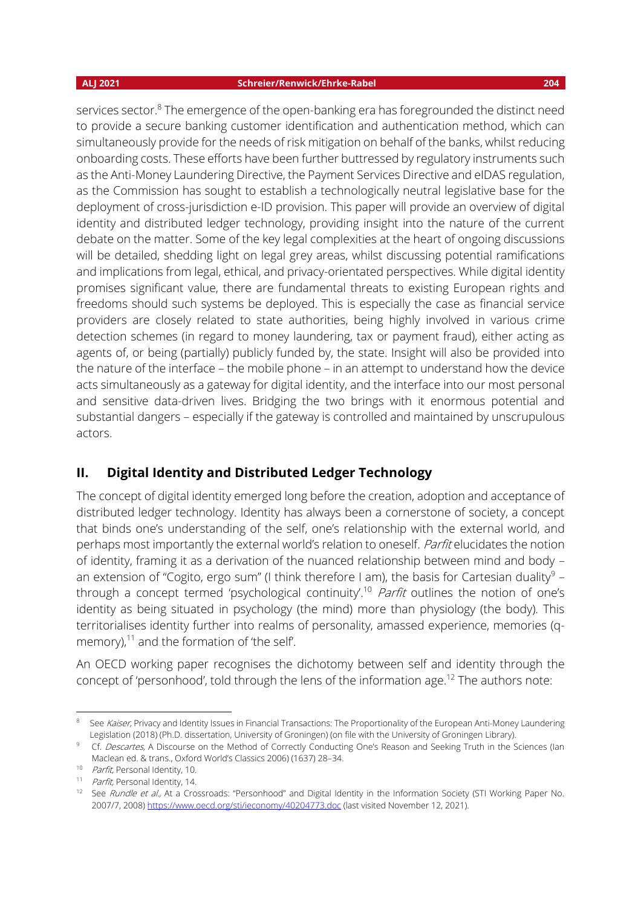services sector.[8] The emergence of the open-banking era has foregrounded the distinct need to provide a secure banking customer identification and authentication method, which can simultaneously provide for the needs of risk mitigation on behalf of the banks, whilst reducing onboarding costs. These efforts have been further buttressed by regulatory instruments such as the Anti-Money Laundering Directive, the Payment Services Directive and eIDAS regulation, as the Commission has sought to establish a technologically neutral legislative base for the deployment of cross-jurisdiction e-ID provision. This paper will provide an overview of digital identity and distributed ledger technology, providing insight into the nature of the current debate on the matter. Some of the key legal complexities at the heart of ongoing discussions will be detailed, shedding light on legal grey areas, whilst discussing potential ramifications and implications from legal, ethical, and privacy-orientated perspectives. While digital identity promises significant value, there are fundamental threats to existing European rights and freedoms should such systems be deployed. This is especially the case as financial service providers are closely related to state authorities, being highly involved in various crime detection schemes (in regard to money laundering, tax or payment fraud), either acting as agents of, or being (partially) publicly funded by, the state. Insight will also be provided into the nature of the interface – the mobile phone – in an attempt to understand how the device acts simultaneously as a gateway for digital identity, and the interface into our most personal and sensitive data-driven lives. Bridging the two brings with it enormous potential and substantial dangers – especially if the gateway is controlled and maintained by unscrupulous actors.

## II. Digital Identity and Distributed Ledger Technology

The concept of digital identity emerged long before the creation, adoption and acceptance of distributed ledger technology. Identity has always been a cornerstone of society, a concept that binds one's understanding of the self, one's relationship with the external world, and perhaps most importantly the external world's relation to oneself. *Parfit* elucidates the notion of identity, framing it as a derivation of the nuanced relationship between mind and body – an extension of "Cogito, ergo sum" (I think therefore I am), the basis for Cartesian duality[9] – through a concept termed 'psychological continuity'.[10] *Parfit* outlines the notion of one's identity as being situated in psychology (the mind) more than physiology (the body). This territorialises identity further into realms of personality, amassed experience, memories (q-memory),[11] and the formation of 'the self'.

An OECD working paper recognises the dichotomy between self and identity through the concept of 'personhood', told through the lens of the information age.[12] The authors note:

---

[8] See *Kaiser,* Privacy and Identity Issues in Financial Transactions: The Proportionality of the European Anti-Money Laundering Legislation (2018) (Ph.D. dissertation, University of Groningen) (on file with the University of Groningen Library).

[9] Cf. *Descartes,* A Discourse on the Method of Correctly Conducting One's Reason and Seeking Truth in the Sciences (Ian Maclean ed. & trans., Oxford World's Classics 2006) (1637) 28–34.

[10] *Parfit,* Personal Identity, 10.

[11] *Parfit,* Personal Identity, 14.

[12] See *Rundle et al.,* At a Crossroads: "Personhood" and Digital Identity in the Information Society (STI Working Paper No. 2007/7, 2008) https://www.oecd.org/sti/ieconomy/40204773.doc (last visited November 12, 2021).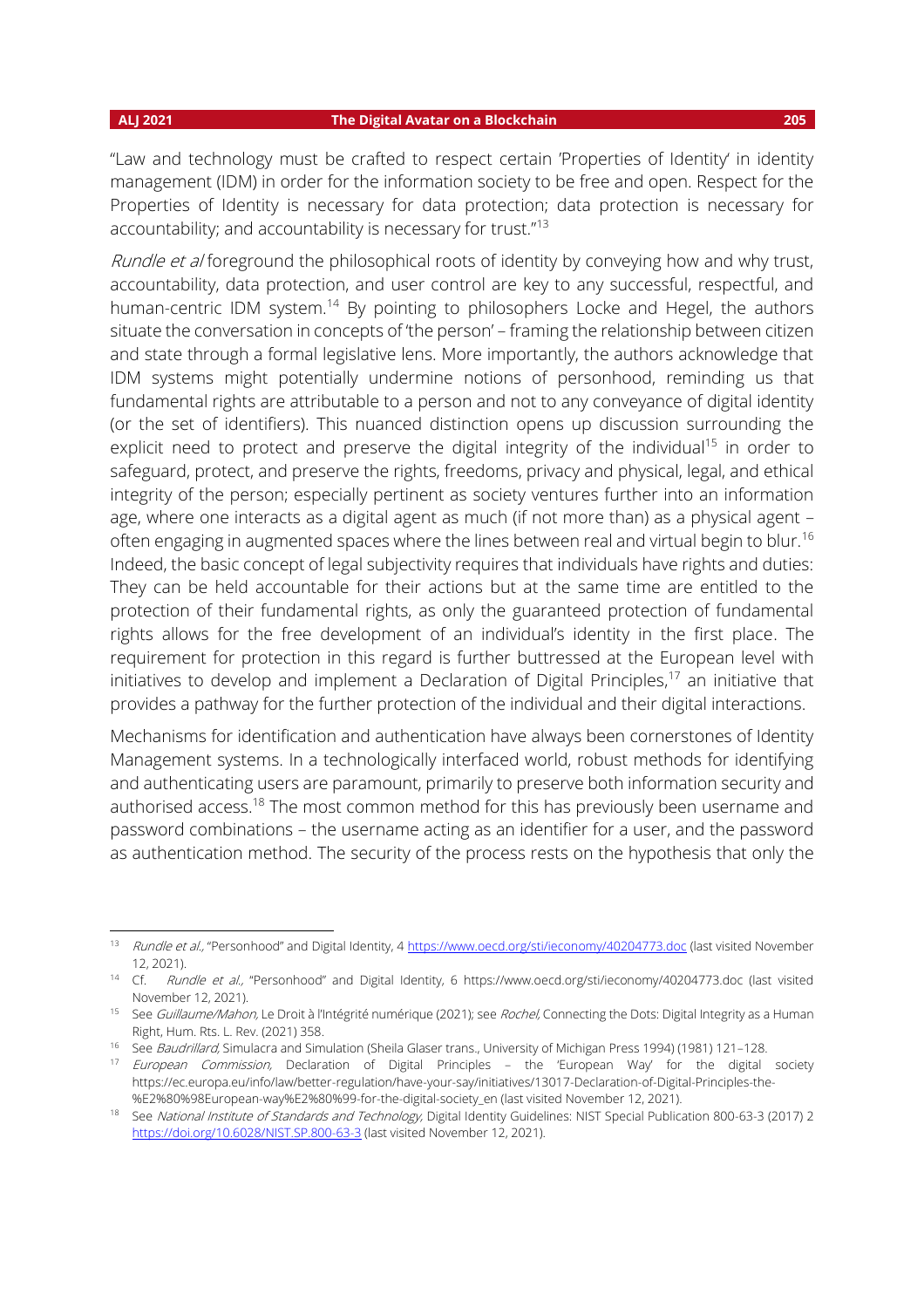"Law and technology must be crafted to respect certain 'Properties of Identity' in identity management (IDM) in order for the information society to be free and open. Respect for the Properties of Identity is necessary for data protection; data protection is necessary for accountability; and accountability is necessary for trust."[13]

*Rundle et al* foreground the philosophical roots of identity by conveying how and why trust, accountability, data protection, and user control are key to any successful, respectful, and human-centric IDM system.[14] By pointing to philosophers Locke and Hegel, the authors situate the conversation in concepts of 'the person' – framing the relationship between citizen and state through a formal legislative lens. More importantly, the authors acknowledge that IDM systems might potentially undermine notions of personhood, reminding us that fundamental rights are attributable to a person and not to any conveyance of digital identity (or the set of identifiers). This nuanced distinction opens up discussion surrounding the explicit need to protect and preserve the digital integrity of the individual[15] in order to safeguard, protect, and preserve the rights, freedoms, privacy and physical, legal, and ethical integrity of the person; especially pertinent as society ventures further into an information age, where one interacts as a digital agent as much (if not more than) as a physical agent – often engaging in augmented spaces where the lines between real and virtual begin to blur.[16] Indeed, the basic concept of legal subjectivity requires that individuals have rights and duties: They can be held accountable for their actions but at the same time are entitled to the protection of their fundamental rights, as only the guaranteed protection of fundamental rights allows for the free development of an individual's identity in the first place. The requirement for protection in this regard is further buttressed at the European level with initiatives to develop and implement a Declaration of Digital Principles,[17] an initiative that provides a pathway for the further protection of the individual and their digital interactions.

Mechanisms for identification and authentication have always been cornerstones of Identity Management systems. In a technologically interfaced world, robust methods for identifying and authenticating users are paramount, primarily to preserve both information security and authorised access.[18] The most common method for this has previously been username and password combinations – the username acting as an identifier for a user, and the password as authentication method. The security of the process rests on the hypothesis that only the

---

[13] *Rundle et al.,* "Personhood" and Digital Identity, 4 https://www.oecd.org/sti/ieconomy/40204773.doc (last visited November 12, 2021).

[14] Cf. *Rundle et al.,* "Personhood" and Digital Identity, 6 https://www.oecd.org/sti/ieconomy/40204773.doc (last visited November 12, 2021).

[15] See *Guillaume/Mahon,* Le Droit à l'Intégrité numérique (2021); see *Rochel,* Connecting the Dots: Digital Integrity as a Human Right, Hum. Rts. L. Rev. (2021) 358.

[16] See *Baudrillard,* Simulacra and Simulation (Sheila Glaser trans., University of Michigan Press 1994) (1981) 121–128.

[17] *European Commission,* Declaration of Digital Principles – the 'European Way' for the digital society https://ec.europa.eu/info/law/better-regulation/have-your-say/initiatives/13017-Declaration-of-Digital-Principles-the-%E2%80%98European-way%E2%80%99-for-the-digital-society_en (last visited November 12, 2021).

[18] See *National Institute of Standards and Technology,* Digital Identity Guidelines: NIST Special Publication 800-63-3 (2017) 2 https://doi.org/10.6028/NIST.SP.800-63-3 (last visited November 12, 2021).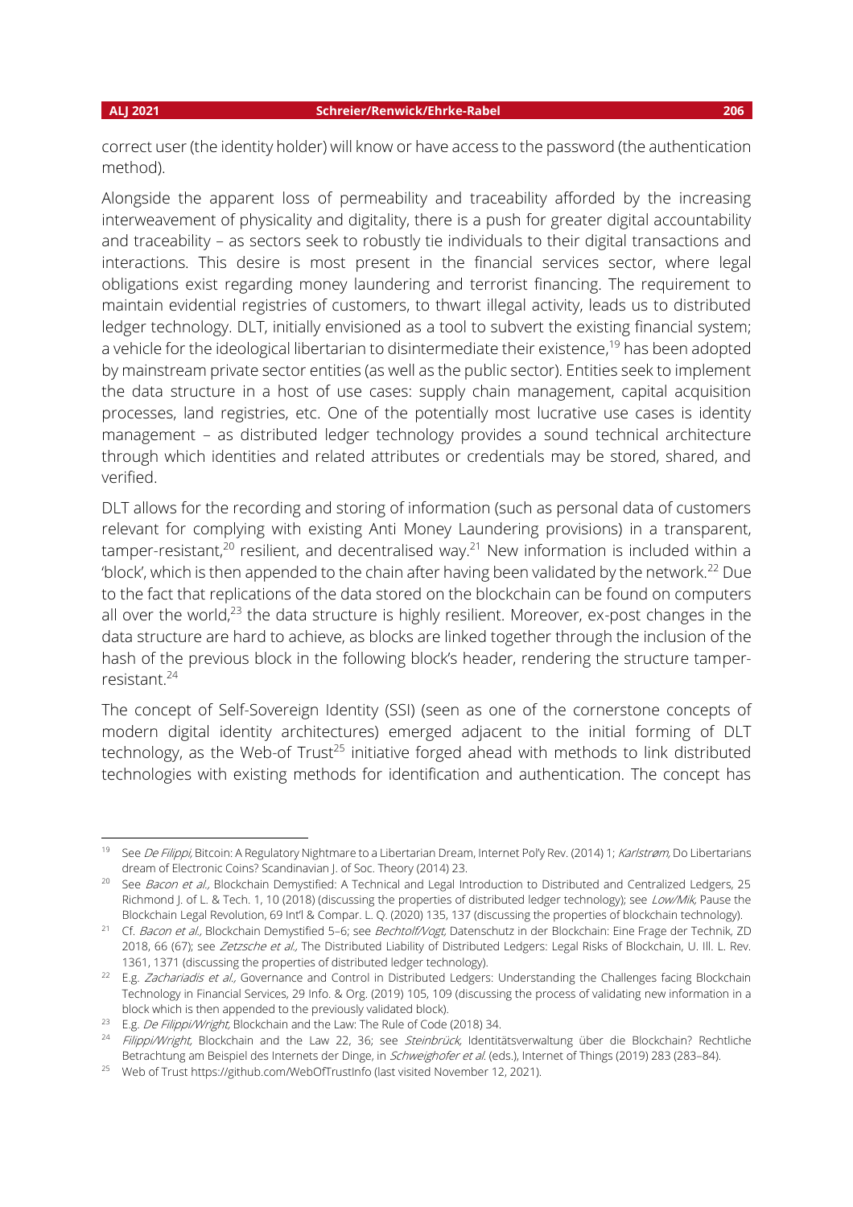correct user (the identity holder) will know or have access to the password (the authentication method).

Alongside the apparent loss of permeability and traceability afforded by the increasing interweavement of physicality and digitality, there is a push for greater digital accountability and traceability – as sectors seek to robustly tie individuals to their digital transactions and interactions. This desire is most present in the financial services sector, where legal obligations exist regarding money laundering and terrorist financing. The requirement to maintain evidential registries of customers, to thwart illegal activity, leads us to distributed ledger technology. DLT, initially envisioned as a tool to subvert the existing financial system; a vehicle for the ideological libertarian to disintermediate their existence,[19] has been adopted by mainstream private sector entities (as well as the public sector). Entities seek to implement the data structure in a host of use cases: supply chain management, capital acquisition processes, land registries, etc. One of the potentially most lucrative use cases is identity management – as distributed ledger technology provides a sound technical architecture through which identities and related attributes or credentials may be stored, shared, and verified.

DLT allows for the recording and storing of information (such as personal data of customers relevant for complying with existing Anti Money Laundering provisions) in a transparent, tamper-resistant,[20] resilient, and decentralised way.[21] New information is included within a 'block', which is then appended to the chain after having been validated by the network.[22] Due to the fact that replications of the data stored on the blockchain can be found on computers all over the world,[23] the data structure is highly resilient. Moreover, ex-post changes in the data structure are hard to achieve, as blocks are linked together through the inclusion of the hash of the previous block in the following block's header, rendering the structure tamper-resistant.[24]

The concept of Self-Sovereign Identity (SSI) (seen as one of the cornerstone concepts of modern digital identity architectures) emerged adjacent to the initial forming of DLT technology, as the Web-of Trust[25] initiative forged ahead with methods to link distributed technologies with existing methods for identification and authentication. The concept has

---

[19] See *De Filippi,* Bitcoin: A Regulatory Nightmare to a Libertarian Dream, Internet Pol'y Rev. (2014) 1; *Karlstrøm,* Do Libertarians dream of Electronic Coins? Scandinavian J. of Soc. Theory (2014) 23.

[20] See *Bacon et al.,* Blockchain Demystified: A Technical and Legal Introduction to Distributed and Centralized Ledgers, 25 Richmond J. of L. & Tech. 1, 10 (2018) (discussing the properties of distributed ledger technology); see *Low/Mik,* Pause the Blockchain Legal Revolution, 69 Int'l & Compar. L. Q. (2020) 135, 137 (discussing the properties of blockchain technology).

[21] Cf. *Bacon et al.,* Blockchain Demystified 5–6; see *Bechtolf/Vogt,* Datenschutz in der Blockchain: Eine Frage der Technik, ZD 2018, 66 (67); see *Zetzsche et al.,* The Distributed Liability of Distributed Ledgers: Legal Risks of Blockchain, U. Ill. L. Rev. 1361, 1371 (discussing the properties of distributed ledger technology).

[22] E.g. *Zachariadis et al.,* Governance and Control in Distributed Ledgers: Understanding the Challenges facing Blockchain Technology in Financial Services, 29 Info. & Org. (2019) 105, 109 (discussing the process of validating new information in a block which is then appended to the previously validated block).

[23] E.g. *De Filippi/Wright,* Blockchain and the Law: The Rule of Code (2018) 34.

[24] *Filippi/Wright,* Blockchain and the Law 22, 36; see *Steinbrück,* Identitätsverwaltung über die Blockchain? Rechtliche Betrachtung am Beispiel des Internets der Dinge, in *Schweighofer et al.* (eds.), Internet of Things (2019) 283 (283–84).

[25] Web of Trust https://github.com/WebOfTrustInfo (last visited November 12, 2021).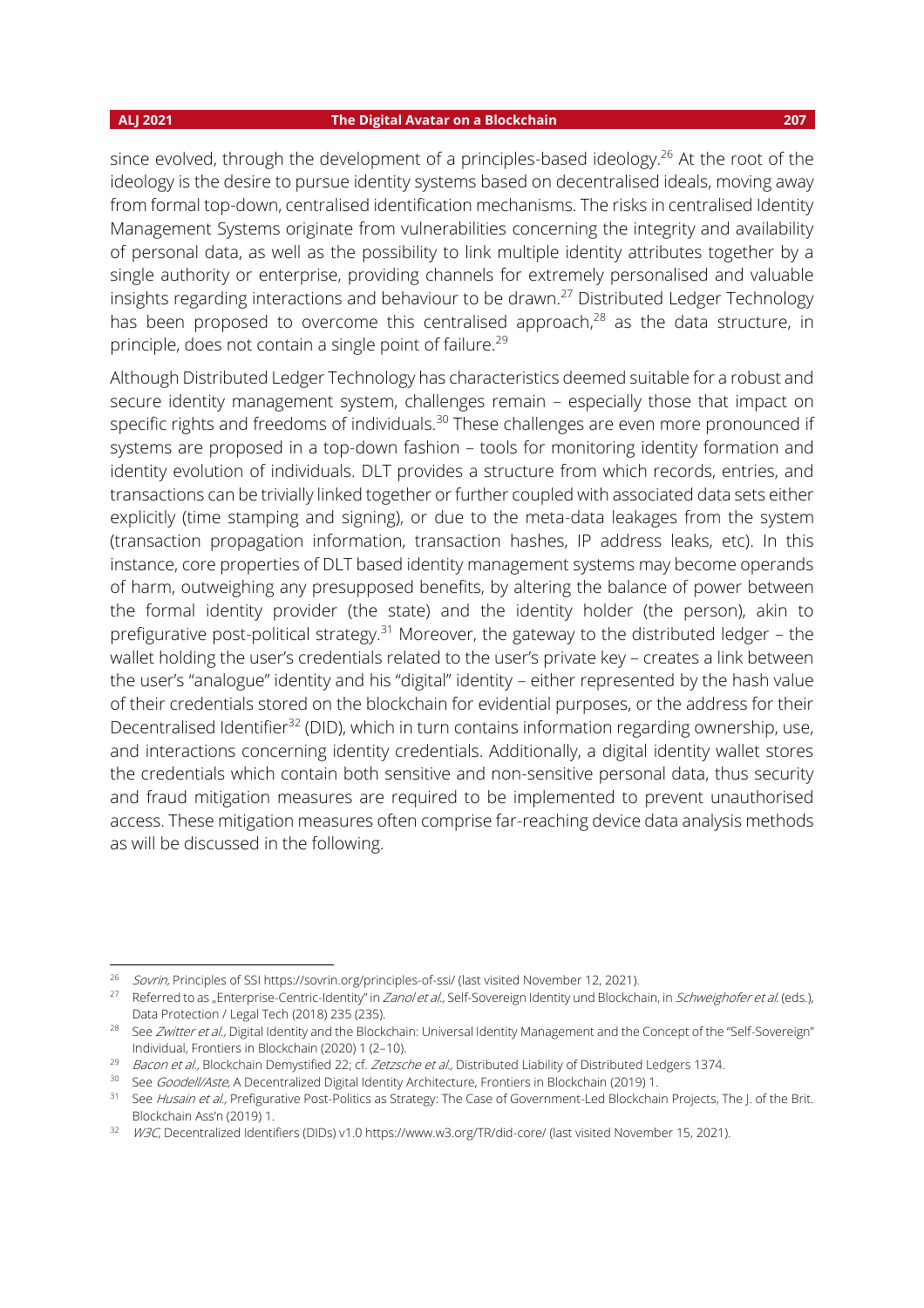since evolved, through the development of a principles-based ideology.[26] At the root of the ideology is the desire to pursue identity systems based on decentralised ideals, moving away from formal top-down, centralised identification mechanisms. The risks in centralised Identity Management Systems originate from vulnerabilities concerning the integrity and availability of personal data, as well as the possibility to link multiple identity attributes together by a single authority or enterprise, providing channels for extremely personalised and valuable insights regarding interactions and behaviour to be drawn.[27] Distributed Ledger Technology has been proposed to overcome this centralised approach,[28] as the data structure, in principle, does not contain a single point of failure.[29]

Although Distributed Ledger Technology has characteristics deemed suitable for a robust and secure identity management system, challenges remain – especially those that impact on specific rights and freedoms of individuals.[30] These challenges are even more pronounced if systems are proposed in a top-down fashion – tools for monitoring identity formation and identity evolution of individuals. DLT provides a structure from which records, entries, and transactions can be trivially linked together or further coupled with associated data sets either explicitly (time stamping and signing), or due to the meta-data leakages from the system (transaction propagation information, transaction hashes, IP address leaks, etc). In this instance, core properties of DLT based identity management systems may become operands of harm, outweighing any presupposed benefits, by altering the balance of power between the formal identity provider (the state) and the identity holder (the person), akin to prefigurative post-political strategy.[31] Moreover, the gateway to the distributed ledger – the wallet holding the user's credentials related to the user's private key – creates a link between the user's "analogue" identity and his "digital" identity – either represented by the hash value of their credentials stored on the blockchain for evidential purposes, or the address for their Decentralised Identifier[32] (DID), which in turn contains information regarding ownership, use, and interactions concerning identity credentials. Additionally, a digital identity wallet stores the credentials which contain both sensitive and non-sensitive personal data, thus security and fraud mitigation measures are required to be implemented to prevent unauthorised access. These mitigation measures often comprise far-reaching device data analysis methods as will be discussed in the following.

---

[26] *Sovrin,* Principles of SSI https://sovrin.org/principles-of-ssi/ (last visited November 12, 2021).

[27] Referred to as „Enterprise-Centric-Identity" in *Zanol et al.,* Self-Sovereign Identity und Blockchain, in *Schweighofer et al.* (eds.), Data Protection / Legal Tech (2018) 235 (235).

[28] See *Zwitter et al.,* Digital Identity and the Blockchain: Universal Identity Management and the Concept of the "Self-Sovereign" Individual, Frontiers in Blockchain (2020) 1 (2–10).

[29] *Bacon et al.,* Blockchain Demystified 22; cf. *Zetzsche et al.,* Distributed Liability of Distributed Ledgers 1374.

[30] See *Goodell/Aste,* A Decentralized Digital Identity Architecture, Frontiers in Blockchain (2019) 1.

[31] See *Husain et al.,* Prefigurative Post-Politics as Strategy: The Case of Government-Led Blockchain Projects, The J. of the Brit. Blockchain Ass'n (2019) 1.

[32] *W3C,* Decentralized Identifiers (DIDs) v1.0 https://www.w3.org/TR/did-core/ (last visited November 15, 2021).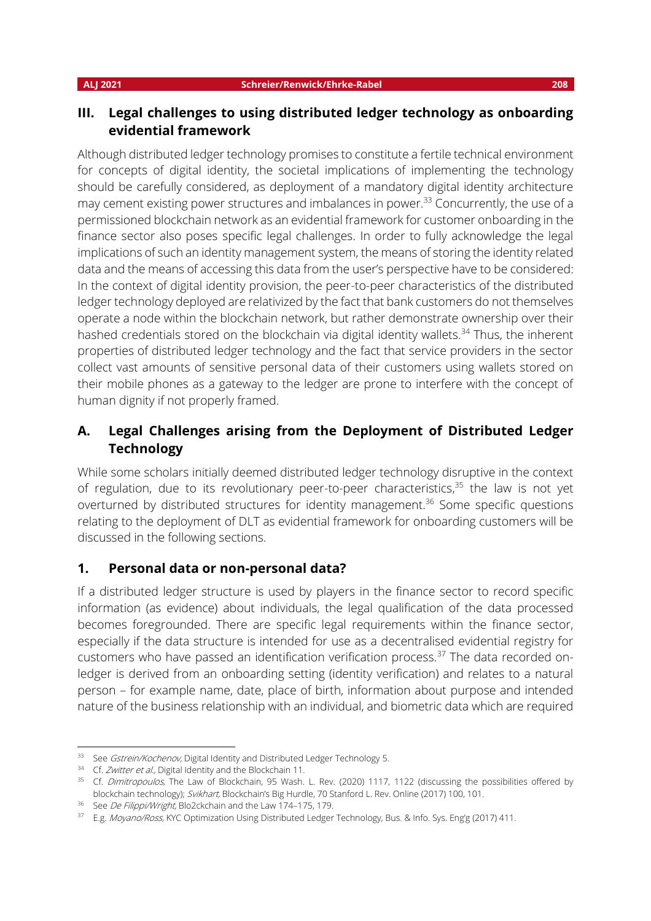## III. Legal challenges to using distributed ledger technology as onboarding evidential framework

Although distributed ledger technology promises to constitute a fertile technical environment for concepts of digital identity, the societal implications of implementing the technology should be carefully considered, as deployment of a mandatory digital identity architecture may cement existing power structures and imbalances in power.[33] Concurrently, the use of a permissioned blockchain network as an evidential framework for customer onboarding in the finance sector also poses specific legal challenges. In order to fully acknowledge the legal implications of such an identity management system, the means of storing the identity related data and the means of accessing this data from the user's perspective have to be considered: In the context of digital identity provision, the peer-to-peer characteristics of the distributed ledger technology deployed are relativized by the fact that bank customers do not themselves operate a node within the blockchain network, but rather demonstrate ownership over their hashed credentials stored on the blockchain via digital identity wallets.[34] Thus, the inherent properties of distributed ledger technology and the fact that service providers in the sector collect vast amounts of sensitive personal data of their customers using wallets stored on their mobile phones as a gateway to the ledger are prone to interfere with the concept of human dignity if not properly framed.

### A. Legal Challenges arising from the Deployment of Distributed Ledger Technology

While some scholars initially deemed distributed ledger technology disruptive in the context of regulation, due to its revolutionary peer-to-peer characteristics,[35] the law is not yet overturned by distributed structures for identity management.[36] Some specific questions relating to the deployment of DLT as evidential framework for onboarding customers will be discussed in the following sections.

#### 1. Personal data or non-personal data?

If a distributed ledger structure is used by players in the finance sector to record specific information (as evidence) about individuals, the legal qualification of the data processed becomes foregrounded. There are specific legal requirements within the finance sector, especially if the data structure is intended for use as a decentralised evidential registry for customers who have passed an identification verification process.[37] The data recorded on-ledger is derived from an onboarding setting (identity verification) and relates to a natural person – for example name, date, place of birth, information about purpose and intended nature of the business relationship with an individual, and biometric data which are required

---

[33] See *Gstrein/Kochenov,* Digital Identity and Distributed Ledger Technology 5.

[34] Cf. *Zwitter et al.,* Digital Identity and the Blockchain 11.

[35] Cf. *Dimitropoulos,* The Law of Blockchain, 95 Wash. L. Rev. (2020) 1117, 1122 (discussing the possibilities offered by blockchain technology); *Svikhart,* Blockchain's Big Hurdle, 70 Stanford L. Rev. Online (2017) 100, 101.

[36] See *De Filippi/Wright,* Blo2ckchain and the Law 174–175, 179.

[37] E.g. *Moyano/Ross,* KYC Optimization Using Distributed Ledger Technology, Bus. & Info. Sys. Eng'g (2017) 411.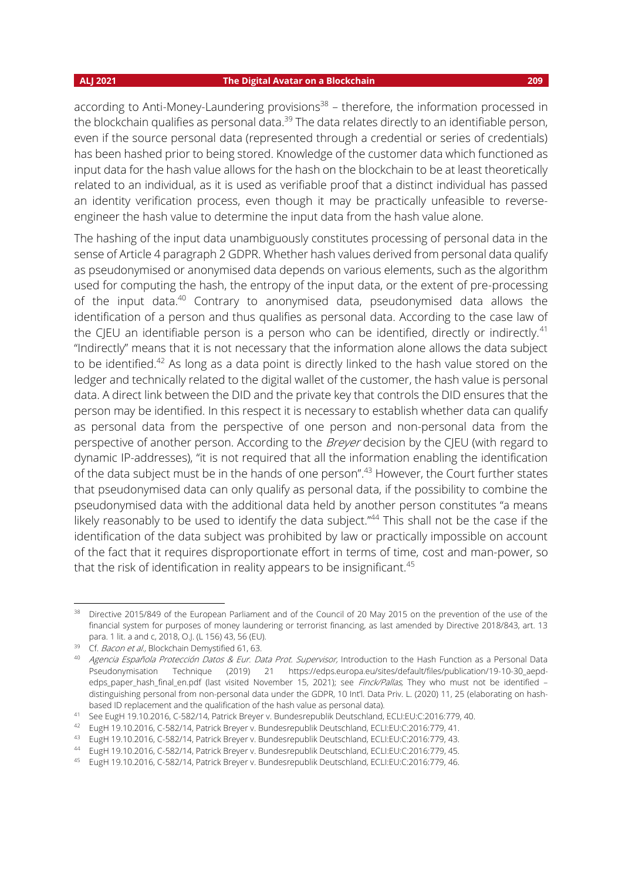according to Anti-Money-Laundering provisions[38] – therefore, the information processed in the blockchain qualifies as personal data.[39] The data relates directly to an identifiable person, even if the source personal data (represented through a credential or series of credentials) has been hashed prior to being stored. Knowledge of the customer data which functioned as input data for the hash value allows for the hash on the blockchain to be at least theoretically related to an individual, as it is used as verifiable proof that a distinct individual has passed an identity verification process, even though it may be practically unfeasible to reverse-engineer the hash value to determine the input data from the hash value alone.

The hashing of the input data unambiguously constitutes processing of personal data in the sense of Article 4 paragraph 2 GDPR. Whether hash values derived from personal data qualify as pseudonymised or anonymised data depends on various elements, such as the algorithm used for computing the hash, the entropy of the input data, or the extent of pre-processing of the input data.[40] Contrary to anonymised data, pseudonymised data allows the identification of a person and thus qualifies as personal data. According to the case law of the CJEU an identifiable person is a person who can be identified, directly or indirectly.[41] "Indirectly" means that it is not necessary that the information alone allows the data subject to be identified.[42] As long as a data point is directly linked to the hash value stored on the ledger and technically related to the digital wallet of the customer, the hash value is personal data. A direct link between the DID and the private key that controls the DID ensures that the person may be identified. In this respect it is necessary to establish whether data can qualify as personal data from the perspective of one person and non-personal data from the perspective of another person. According to the *Breyer* decision by the CJEU (with regard to dynamic IP-addresses), "it is not required that all the information enabling the identification of the data subject must be in the hands of one person".[43] However, the Court further states that pseudonymised data can only qualify as personal data, if the possibility to combine the pseudonymised data with the additional data held by another person constitutes "a means likely reasonably to be used to identify the data subject."[44] This shall not be the case if the identification of the data subject was prohibited by law or practically impossible on account of the fact that it requires disproportionate effort in terms of time, cost and man-power, so that the risk of identification in reality appears to be insignificant.[45]

---

[38] Directive 2015/849 of the European Parliament and of the Council of 20 May 2015 on the prevention of the use of the financial system for purposes of money laundering or terrorist financing, as last amended by Directive 2018/843, art. 13 para. 1 lit. a and c, 2018, O.J. (L 156) 43, 56 (EU).

[39] Cf. *Bacon et al.,* Blockchain Demystified 61, 63.

[40] *Agencia Española Protección Datos & Eur. Data Prot. Supervisor,* Introduction to the Hash Function as a Personal Data Pseudonymisation Technique (2019) 21 https://edps.europa.eu/sites/default/files/publication/19-10-30_aepd-edps_paper_hash_final_en.pdf (last visited November 15, 2021); see *Finck/Pallas,* They who must not be identified – distinguishing personal from non-personal data under the GDPR, 10 Int'l. Data Priv. L. (2020) 11, 25 (elaborating on hash-based ID replacement and the qualification of the hash value as personal data).

[41] See EugH 19.10.2016, C-582/14, Patrick Breyer v. Bundesrepublik Deutschland, ECLI:EU:C:2016:779, 40.

[42] EugH 19.10.2016, C-582/14, Patrick Breyer v. Bundesrepublik Deutschland, ECLI:EU:C:2016:779, 41.

[43] EugH 19.10.2016, C-582/14, Patrick Breyer v. Bundesrepublik Deutschland, ECLI:EU:C:2016:779, 43.

[44] EugH 19.10.2016, C-582/14, Patrick Breyer v. Bundesrepublik Deutschland, ECLI:EU:C:2016:779, 45.

[45] EugH 19.10.2016, C-582/14, Patrick Breyer v. Bundesrepublik Deutschland, ECLI:EU:C:2016:779, 46.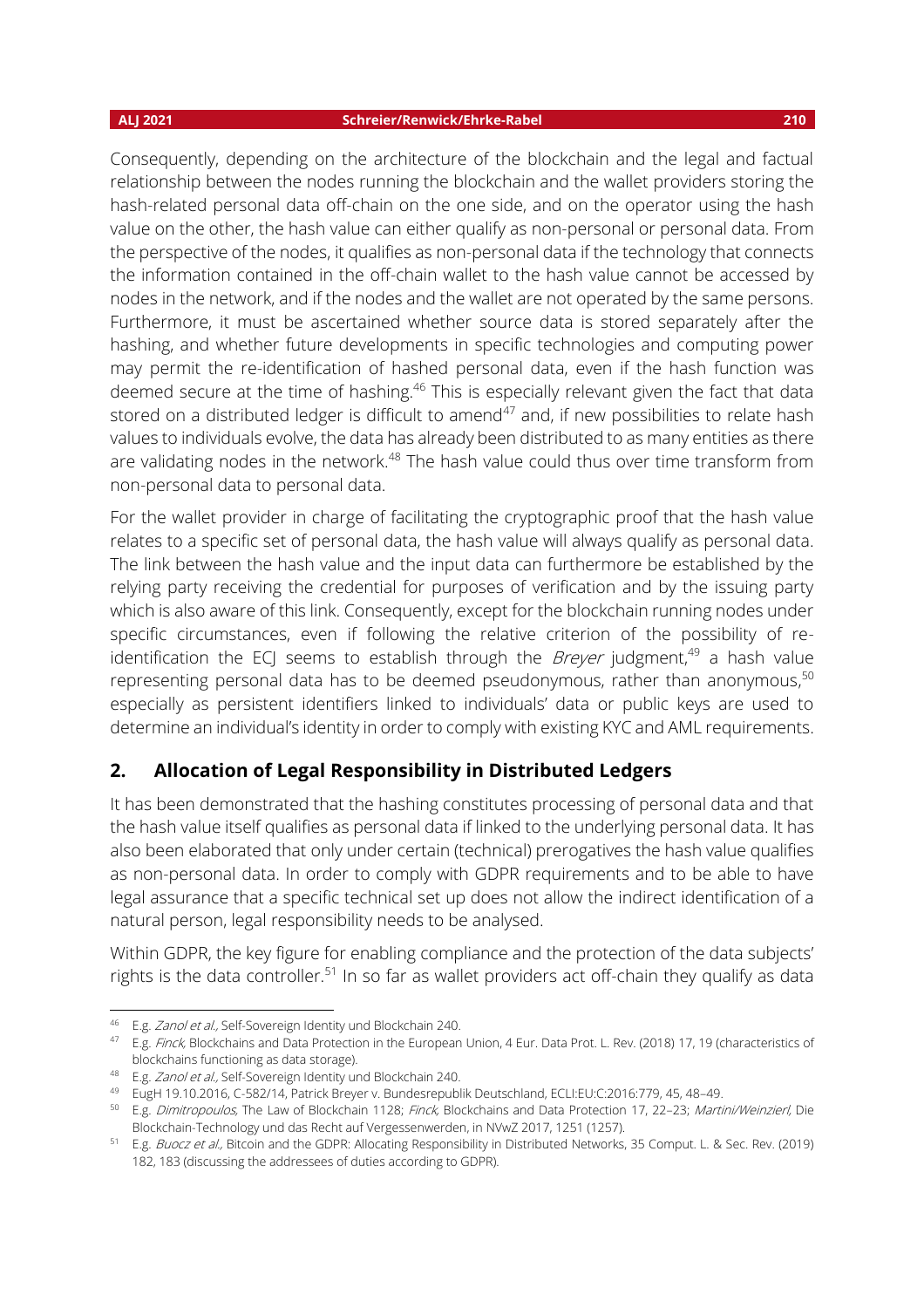Consequently, depending on the architecture of the blockchain and the legal and factual relationship between the nodes running the blockchain and the wallet providers storing the hash-related personal data off-chain on the one side, and on the operator using the hash value on the other, the hash value can either qualify as non-personal or personal data. From the perspective of the nodes, it qualifies as non-personal data if the technology that connects the information contained in the off-chain wallet to the hash value cannot be accessed by nodes in the network, and if the nodes and the wallet are not operated by the same persons. Furthermore, it must be ascertained whether source data is stored separately after the hashing, and whether future developments in specific technologies and computing power may permit the re-identification of hashed personal data, even if the hash function was deemed secure at the time of hashing.[46] This is especially relevant given the fact that data stored on a distributed ledger is difficult to amend[47] and, if new possibilities to relate hash values to individuals evolve, the data has already been distributed to as many entities as there are validating nodes in the network.[48] The hash value could thus over time transform from non-personal data to personal data.

For the wallet provider in charge of facilitating the cryptographic proof that the hash value relates to a specific set of personal data, the hash value will always qualify as personal data. The link between the hash value and the input data can furthermore be established by the relying party receiving the credential for purposes of verification and by the issuing party which is also aware of this link. Consequently, except for the blockchain running nodes under specific circumstances, even if following the relative criterion of the possibility of re-identification the ECJ seems to establish through the *Breyer* judgment,[49] a hash value representing personal data has to be deemed pseudonymous, rather than anonymous,[50] especially as persistent identifiers linked to individuals' data or public keys are used to determine an individual's identity in order to comply with existing KYC and AML requirements.

## 2. Allocation of Legal Responsibility in Distributed Ledgers

It has been demonstrated that the hashing constitutes processing of personal data and that the hash value itself qualifies as personal data if linked to the underlying personal data. It has also been elaborated that only under certain (technical) prerogatives the hash value qualifies as non-personal data. In order to comply with GDPR requirements and to be able to have legal assurance that a specific technical set up does not allow the indirect identification of a natural person, legal responsibility needs to be analysed.

Within GDPR, the key figure for enabling compliance and the protection of the data subjects' rights is the data controller.[51] In so far as wallet providers act off-chain they qualify as data

---

[46] E.g. *Zanol et al.,* Self-Sovereign Identity und Blockchain 240.

[47] E.g. *Finck,* Blockchains and Data Protection in the European Union, 4 Eur. Data Prot. L. Rev. (2018) 17, 19 (characteristics of blockchains functioning as data storage).

[48] E.g. *Zanol et al.,* Self-Sovereign Identity und Blockchain 240.

[49] EugH 19.10.2016, C-582/14, Patrick Breyer v. Bundesrepublik Deutschland, ECLI:EU:C:2016:779, 45, 48–49.

[50] E.g. *Dimitropoulos,* The Law of Blockchain 1128; *Finck,* Blockchains and Data Protection 17, 22–23; *Martini/Weinzierl,* Die Blockchain-Technology und das Recht auf Vergessenwerden, in NVwZ 2017, 1251 (1257).

[51] E.g. *Buocz et al.,* Bitcoin and the GDPR: Allocating Responsibility in Distributed Networks, 35 Comput. L. & Sec. Rev. (2019) 182, 183 (discussing the addressees of duties according to GDPR).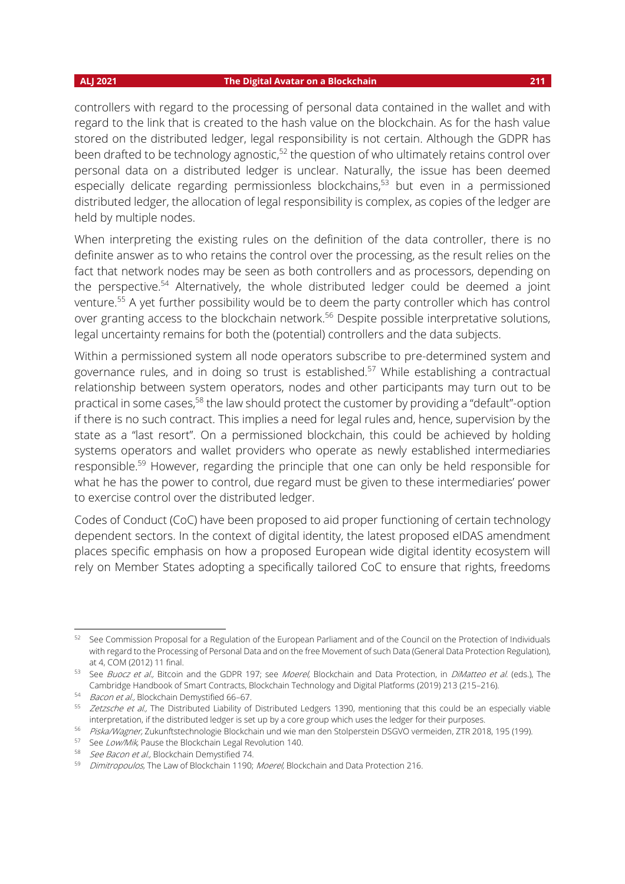controllers with regard to the processing of personal data contained in the wallet and with regard to the link that is created to the hash value on the blockchain. As for the hash value stored on the distributed ledger, legal responsibility is not certain. Although the GDPR has been drafted to be technology agnostic,[52] the question of who ultimately retains control over personal data on a distributed ledger is unclear. Naturally, the issue has been deemed especially delicate regarding permissionless blockchains,[53] but even in a permissioned distributed ledger, the allocation of legal responsibility is complex, as copies of the ledger are held by multiple nodes.

When interpreting the existing rules on the definition of the data controller, there is no definite answer as to who retains the control over the processing, as the result relies on the fact that network nodes may be seen as both controllers and as processors, depending on the perspective.[54] Alternatively, the whole distributed ledger could be deemed a joint venture.[55] A yet further possibility would be to deem the party controller which has control over granting access to the blockchain network.[56] Despite possible interpretative solutions, legal uncertainty remains for both the (potential) controllers and the data subjects.

Within a permissioned system all node operators subscribe to pre-determined system and governance rules, and in doing so trust is established.[57] While establishing a contractual relationship between system operators, nodes and other participants may turn out to be practical in some cases,[58] the law should protect the customer by providing a "default"-option if there is no such contract. This implies a need for legal rules and, hence, supervision by the state as a "last resort". On a permissioned blockchain, this could be achieved by holding systems operators and wallet providers who operate as newly established intermediaries responsible.[59] However, regarding the principle that one can only be held responsible for what he has the power to control, due regard must be given to these intermediaries' power to exercise control over the distributed ledger.

Codes of Conduct (CoC) have been proposed to aid proper functioning of certain technology dependent sectors. In the context of digital identity, the latest proposed eIDAS amendment places specific emphasis on how a proposed European wide digital identity ecosystem will rely on Member States adopting a specifically tailored CoC to ensure that rights, freedoms

---

[52] See Commission Proposal for a Regulation of the European Parliament and of the Council on the Protection of Individuals with regard to the Processing of Personal Data and on the free Movement of such Data (General Data Protection Regulation), at 4, COM (2012) 11 final.

[53] See *Buocz et al.,* Bitcoin and the GDPR 197; see *Moerel,* Blockchain and Data Protection, in *DiMatteo et al.* (eds.), The Cambridge Handbook of Smart Contracts, Blockchain Technology and Digital Platforms (2019) 213 (215–216).

[54] *Bacon et al.,* Blockchain Demystified 66–67.

[55] *Zetzsche et al.,* The Distributed Liability of Distributed Ledgers 1390, mentioning that this could be an especially viable interpretation, if the distributed ledger is set up by a core group which uses the ledger for their purposes.

[56] *Piska/Wagner,* Zukunftstechnologie Blockchain und wie man den Stolperstein DSGVO vermeiden, ZTR 2018, 195 (199).

[57] See *Low/Mik,* Pause the Blockchain Legal Revolution 140.

[58] *See Bacon et al.,* Blockchain Demystified 74.

[59] *Dimitropoulos,* The Law of Blockchain 1190; *Moerel,* Blockchain and Data Protection 216.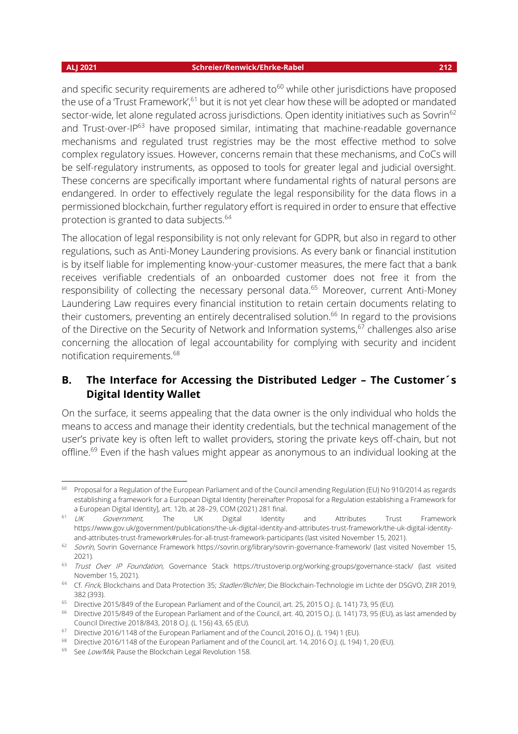and specific security requirements are adhered to[60] while other jurisdictions have proposed the use of a 'Trust Framework',[61] but it is not yet clear how these will be adopted or mandated sector-wide, let alone regulated across jurisdictions. Open identity initiatives such as Sovrin[62] and Trust-over-IP[63] have proposed similar, intimating that machine-readable governance mechanisms and regulated trust registries may be the most effective method to solve complex regulatory issues. However, concerns remain that these mechanisms, and CoCs will be self-regulatory instruments, as opposed to tools for greater legal and judicial oversight. These concerns are specifically important where fundamental rights of natural persons are endangered. In order to effectively regulate the legal responsibility for the data flows in a permissioned blockchain, further regulatory effort is required in order to ensure that effective protection is granted to data subjects.[64]

The allocation of legal responsibility is not only relevant for GDPR, but also in regard to other regulations, such as Anti-Money Laundering provisions. As every bank or financial institution is by itself liable for implementing know-your-customer measures, the mere fact that a bank receives verifiable credentials of an onboarded customer does not free it from the responsibility of collecting the necessary personal data.[65] Moreover, current Anti-Money Laundering Law requires every financial institution to retain certain documents relating to their customers, preventing an entirely decentralised solution.[66] In regard to the provisions of the Directive on the Security of Network and Information systems,[67] challenges also arise concerning the allocation of legal accountability for complying with security and incident notification requirements.[68]

## B. The Interface for Accessing the Distributed Ledger – The Customer´s Digital Identity Wallet

On the surface, it seems appealing that the data owner is the only individual who holds the means to access and manage their identity credentials, but the technical management of the user's private key is often left to wallet providers, storing the private keys off-chain, but not offline.[69] Even if the hash values might appear as anonymous to an individual looking at the

---

[60] Proposal for a Regulation of the European Parliament and of the Council amending Regulation (EU) No 910/2014 as regards establishing a framework for a European Digital Identity [hereinafter Proposal for a Regulation establishing a Framework for a European Digital Identity], art. 12b, at 28–29, COM (2021) 281 final.

[61] *UK Government,* The UK Digital Identity and Attributes Trust Framework https://www.gov.uk/government/publications/the-uk-digital-identity-and-attributes-trust-framework/the-uk-digital-identity-and-attributes-trust-framework#rules-for-all-trust-framework-participants (last visited November 15, 2021).

[62] *Sovrin,* Sovrin Governance Framework https://sovrin.org/library/sovrin-governance-framework/ (last visited November 15, 2021).

[63] *Trust Over IP Foundation,* Governance Stack https://trustoverip.org/working-groups/governance-stack/ (last visited November 15, 2021).

[64] Cf. *Finck,* Blockchains and Data Protection 35; *Stadler/Bichler,* Die Blockchain-Technologie im Lichte der DSGVO, ZIIR 2019, 382 (393).

[65] Directive 2015/849 of the European Parliament and of the Council, art. 25, 2015 O.J. (L 141) 73, 95 (EU).

[66] Directive 2015/849 of the European Parliament and of the Council, art. 40, 2015 O.J. (L 141) 73, 95 (EU), as last amended by Council Directive 2018/843, 2018 O.J. (L 156) 43, 65 (EU).

[67] Directive 2016/1148 of the European Parliament and of the Council, 2016 O.J. (L 194) 1 (EU).

[68] Directive 2016/1148 of the European Parliament and of the Council, art. 14, 2016 O.J. (L 194) 1, 20 (EU).

[69] See *Low/Mik,* Pause the Blockchain Legal Revolution 158.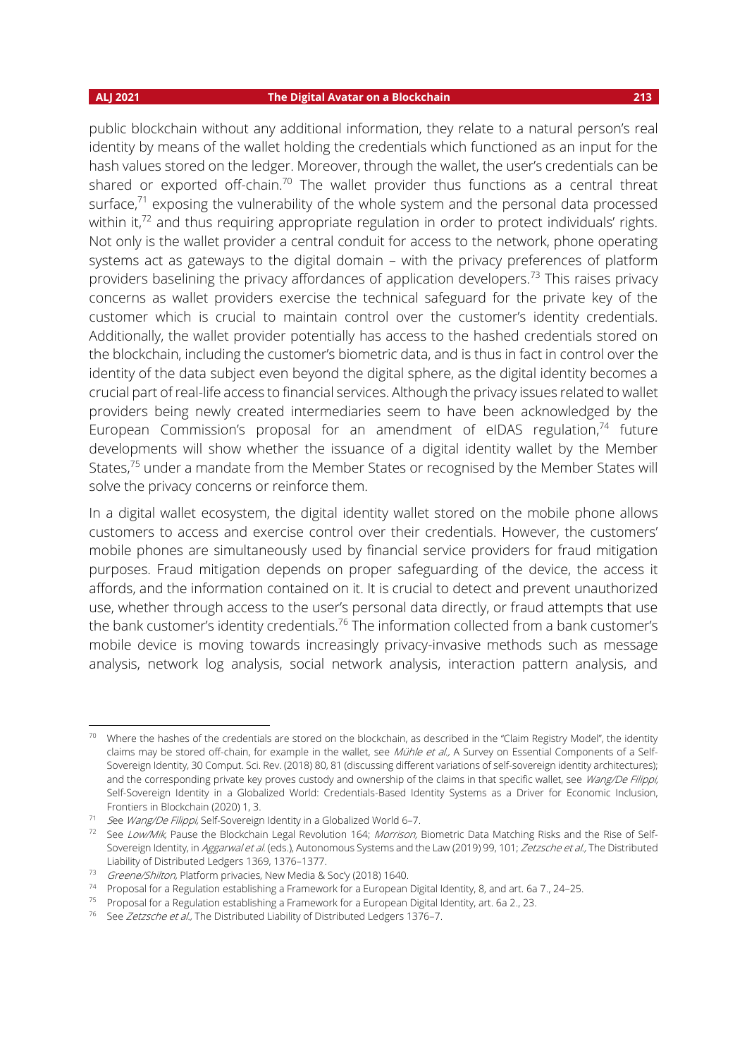public blockchain without any additional information, they relate to a natural person's real identity by means of the wallet holding the credentials which functioned as an input for the hash values stored on the ledger. Moreover, through the wallet, the user's credentials can be shared or exported off-chain.[70] The wallet provider thus functions as a central threat surface,[71] exposing the vulnerability of the whole system and the personal data processed within it,[72] and thus requiring appropriate regulation in order to protect individuals' rights. Not only is the wallet provider a central conduit for access to the network, phone operating systems act as gateways to the digital domain – with the privacy preferences of platform providers baselining the privacy affordances of application developers.[73] This raises privacy concerns as wallet providers exercise the technical safeguard for the private key of the customer which is crucial to maintain control over the customer's identity credentials. Additionally, the wallet provider potentially has access to the hashed credentials stored on the blockchain, including the customer's biometric data, and is thus in fact in control over the identity of the data subject even beyond the digital sphere, as the digital identity becomes a crucial part of real-life access to financial services. Although the privacy issues related to wallet providers being newly created intermediaries seem to have been acknowledged by the European Commission's proposal for an amendment of eIDAS regulation,[74] future developments will show whether the issuance of a digital identity wallet by the Member States,[75] under a mandate from the Member States or recognised by the Member States will solve the privacy concerns or reinforce them.

In a digital wallet ecosystem, the digital identity wallet stored on the mobile phone allows customers to access and exercise control over their credentials. However, the customers' mobile phones are simultaneously used by financial service providers for fraud mitigation purposes. Fraud mitigation depends on proper safeguarding of the device, the access it affords, and the information contained on it. It is crucial to detect and prevent unauthorized use, whether through access to the user's personal data directly, or fraud attempts that use the bank customer's identity credentials.[76] The information collected from a bank customer's mobile device is moving towards increasingly privacy-invasive methods such as message analysis, network log analysis, social network analysis, interaction pattern analysis, and

---

[70] Where the hashes of the credentials are stored on the blockchain, as described in the "Claim Registry Model", the identity claims may be stored off-chain, for example in the wallet, see *Mühle et al.,* A Survey on Essential Components of a Self-Sovereign Identity, 30 Comput. Sci. Rev. (2018) 80, 81 (discussing different variations of self-sovereign identity architectures); and the corresponding private key proves custody and ownership of the claims in that specific wallet, see *Wang/De Filippi,* Self-Sovereign Identity in a Globalized World: Credentials-Based Identity Systems as a Driver for Economic Inclusion, Frontiers in Blockchain (2020) 1, 3.

[71] *See Wang/De Filippi,* Self-Sovereign Identity in a Globalized World 6–7.

[72] See *Low/Mik,* Pause the Blockchain Legal Revolution 164; *Morrison,* Biometric Data Matching Risks and the Rise of Self-Sovereign Identity, in *Aggarwal et al.* (eds.), Autonomous Systems and the Law (2019) 99, 101; *Zetzsche et al.,* The Distributed Liability of Distributed Ledgers 1369, 1376–1377.

[73] *Greene/Shilton,* Platform privacies, New Media & Soc'y (2018) 1640.

[74] Proposal for a Regulation establishing a Framework for a European Digital Identity, 8, and art. 6a 7., 24–25.

[75] Proposal for a Regulation establishing a Framework for a European Digital Identity, art. 6a 2., 23.

[76] See *Zetzsche et al.,* The Distributed Liability of Distributed Ledgers 1376–7.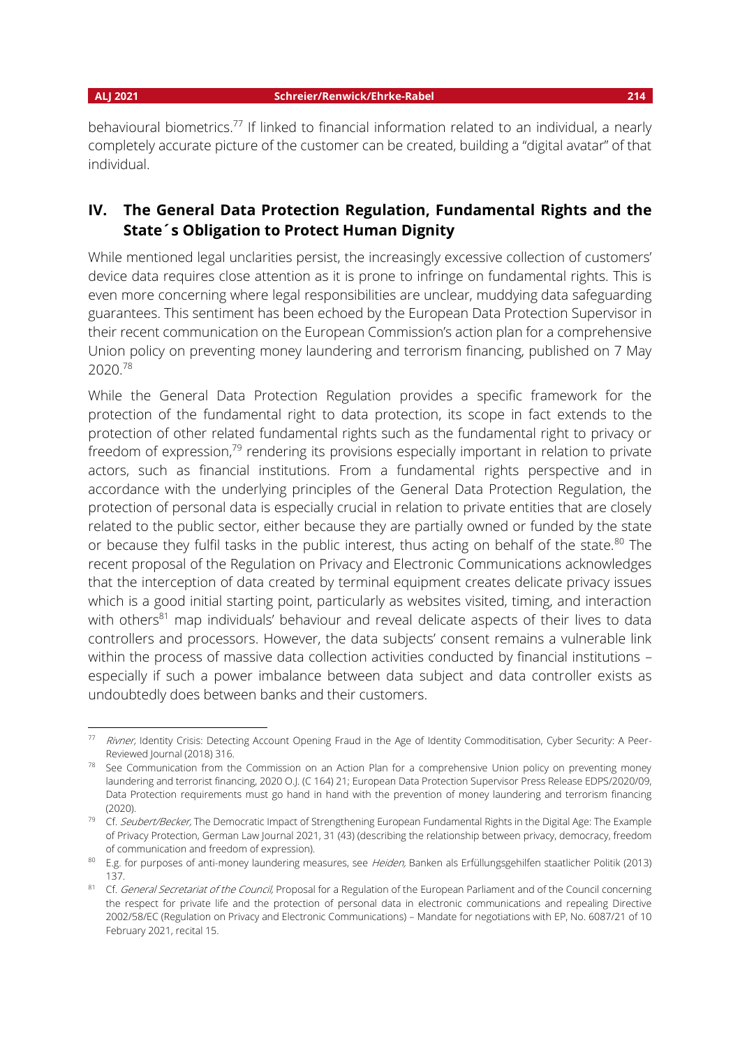behavioural biometrics.[77] If linked to financial information related to an individual, a nearly completely accurate picture of the customer can be created, building a "digital avatar" of that individual.

## IV. The General Data Protection Regulation, Fundamental Rights and the State´s Obligation to Protect Human Dignity

While mentioned legal unclarities persist, the increasingly excessive collection of customers' device data requires close attention as it is prone to infringe on fundamental rights. This is even more concerning where legal responsibilities are unclear, muddying data safeguarding guarantees. This sentiment has been echoed by the European Data Protection Supervisor in their recent communication on the European Commission's action plan for a comprehensive Union policy on preventing money laundering and terrorism financing, published on 7 May 2020.[78]

While the General Data Protection Regulation provides a specific framework for the protection of the fundamental right to data protection, its scope in fact extends to the protection of other related fundamental rights such as the fundamental right to privacy or freedom of expression,[79] rendering its provisions especially important in relation to private actors, such as financial institutions. From a fundamental rights perspective and in accordance with the underlying principles of the General Data Protection Regulation, the protection of personal data is especially crucial in relation to private entities that are closely related to the public sector, either because they are partially owned or funded by the state or because they fulfil tasks in the public interest, thus acting on behalf of the state.[80] The recent proposal of the Regulation on Privacy and Electronic Communications acknowledges that the interception of data created by terminal equipment creates delicate privacy issues which is a good initial starting point, particularly as websites visited, timing, and interaction with others[81] map individuals' behaviour and reveal delicate aspects of their lives to data controllers and processors. However, the data subjects' consent remains a vulnerable link within the process of massive data collection activities conducted by financial institutions – especially if such a power imbalance between data subject and data controller exists as undoubtedly does between banks and their customers.

---

[77] *Rivner*, Identity Crisis: Detecting Account Opening Fraud in the Age of Identity Commoditisation, Cyber Security: A Peer-Reviewed Journal (2018) 316.

[78] See Communication from the Commission on an Action Plan for a comprehensive Union policy on preventing money laundering and terrorist financing, 2020 O.J. (C 164) 21; European Data Protection Supervisor Press Release EDPS/2020/09, Data Protection requirements must go hand in hand with the prevention of money laundering and terrorism financing (2020).

[79] Cf. *Seubert/Becker,* The Democratic Impact of Strengthening European Fundamental Rights in the Digital Age: The Example of Privacy Protection, German Law Journal 2021, 31 (43) (describing the relationship between privacy, democracy, freedom of communication and freedom of expression).

[80] E.g. for purposes of anti-money laundering measures, see *Heiden,* Banken als Erfüllungsgehilfen staatlicher Politik (2013) 137.

[81] Cf. *General Secretariat of the Council,* Proposal for a Regulation of the European Parliament and of the Council concerning the respect for private life and the protection of personal data in electronic communications and repealing Directive 2002/58/EC (Regulation on Privacy and Electronic Communications) – Mandate for negotiations with EP, No. 6087/21 of 10 February 2021, recital 15.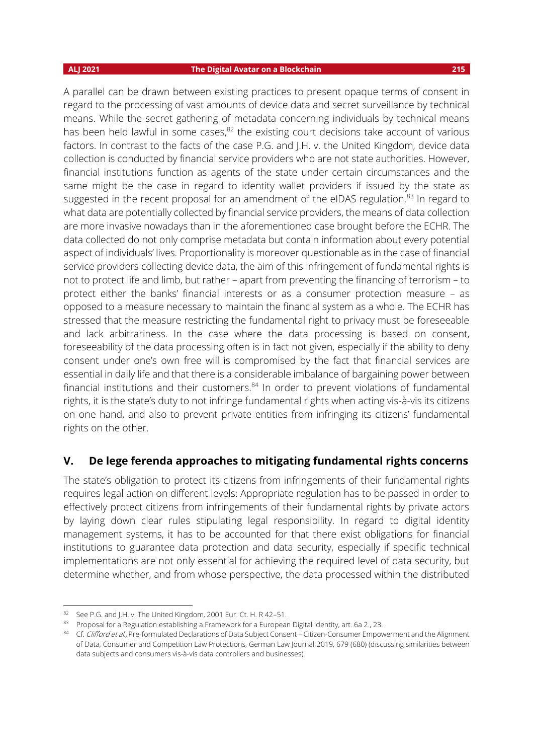A parallel can be drawn between existing practices to present opaque terms of consent in regard to the processing of vast amounts of device data and secret surveillance by technical means. While the secret gathering of metadata concerning individuals by technical means has been held lawful in some cases,[82] the existing court decisions take account of various factors. In contrast to the facts of the case P.G. and J.H. v. the United Kingdom, device data collection is conducted by financial service providers who are not state authorities. However, financial institutions function as agents of the state under certain circumstances and the same might be the case in regard to identity wallet providers if issued by the state as suggested in the recent proposal for an amendment of the eIDAS regulation.[83] In regard to what data are potentially collected by financial service providers, the means of data collection are more invasive nowadays than in the aforementioned case brought before the ECHR. The data collected do not only comprise metadata but contain information about every potential aspect of individuals' lives. Proportionality is moreover questionable as in the case of financial service providers collecting device data, the aim of this infringement of fundamental rights is not to protect life and limb, but rather – apart from preventing the financing of terrorism – to protect either the banks' financial interests or as a consumer protection measure – as opposed to a measure necessary to maintain the financial system as a whole. The ECHR has stressed that the measure restricting the fundamental right to privacy must be foreseeable and lack arbitrariness. In the case where the data processing is based on consent, foreseeability of the data processing often is in fact not given, especially if the ability to deny consent under one's own free will is compromised by the fact that financial services are essential in daily life and that there is a considerable imbalance of bargaining power between financial institutions and their customers.[84] In order to prevent violations of fundamental rights, it is the state's duty to not infringe fundamental rights when acting vis-à-vis its citizens on one hand, and also to prevent private entities from infringing its citizens' fundamental rights on the other.

## V. De lege ferenda approaches to mitigating fundamental rights concerns

The state's obligation to protect its citizens from infringements of their fundamental rights requires legal action on different levels: Appropriate regulation has to be passed in order to effectively protect citizens from infringements of their fundamental rights by private actors by laying down clear rules stipulating legal responsibility. In regard to digital identity management systems, it has to be accounted for that there exist obligations for financial institutions to guarantee data protection and data security, especially if specific technical implementations are not only essential for achieving the required level of data security, but determine whether, and from whose perspective, the data processed within the distributed

---

[82] See P.G. and J.H. v. The United Kingdom, 2001 Eur. Ct. H. R 42–51.

[83] Proposal for a Regulation establishing a Framework for a European Digital Identity, art. 6a 2., 23.

[84] Cf. *Clifford et al.,* Pre-formulated Declarations of Data Subject Consent – Citizen-Consumer Empowerment and the Alignment of Data, Consumer and Competition Law Protections, German Law Journal 2019, 679 (680) (discussing similarities between data subjects and consumers vis-à-vis data controllers and businesses).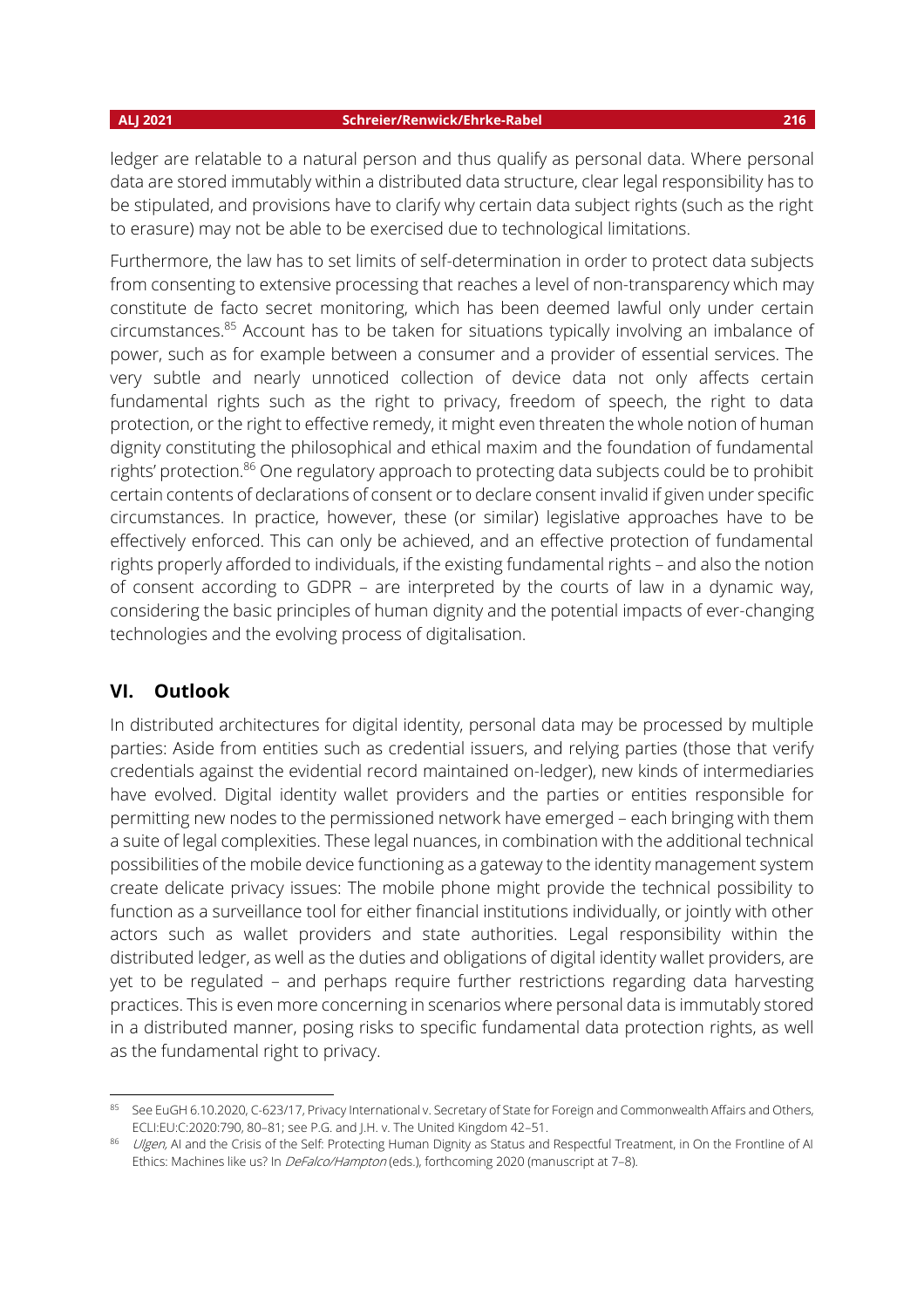ledger are relatable to a natural person and thus qualify as personal data. Where personal data are stored immutably within a distributed data structure, clear legal responsibility has to be stipulated, and provisions have to clarify why certain data subject rights (such as the right to erasure) may not be able to be exercised due to technological limitations.

Furthermore, the law has to set limits of self-determination in order to protect data subjects from consenting to extensive processing that reaches a level of non-transparency which may constitute de facto secret monitoring, which has been deemed lawful only under certain circumstances.[85] Account has to be taken for situations typically involving an imbalance of power, such as for example between a consumer and a provider of essential services. The very subtle and nearly unnoticed collection of device data not only affects certain fundamental rights such as the right to privacy, freedom of speech, the right to data protection, or the right to effective remedy, it might even threaten the whole notion of human dignity constituting the philosophical and ethical maxim and the foundation of fundamental rights' protection.[86] One regulatory approach to protecting data subjects could be to prohibit certain contents of declarations of consent or to declare consent invalid if given under specific circumstances. In practice, however, these (or similar) legislative approaches have to be effectively enforced. This can only be achieved, and an effective protection of fundamental rights properly afforded to individuals, if the existing fundamental rights – and also the notion of consent according to GDPR – are interpreted by the courts of law in a dynamic way, considering the basic principles of human dignity and the potential impacts of ever-changing technologies and the evolving process of digitalisation.

## VI. Outlook

In distributed architectures for digital identity, personal data may be processed by multiple parties: Aside from entities such as credential issuers, and relying parties (those that verify credentials against the evidential record maintained on-ledger), new kinds of intermediaries have evolved. Digital identity wallet providers and the parties or entities responsible for permitting new nodes to the permissioned network have emerged – each bringing with them a suite of legal complexities. These legal nuances, in combination with the additional technical possibilities of the mobile device functioning as a gateway to the identity management system create delicate privacy issues: The mobile phone might provide the technical possibility to function as a surveillance tool for either financial institutions individually, or jointly with other actors such as wallet providers and state authorities. Legal responsibility within the distributed ledger, as well as the duties and obligations of digital identity wallet providers, are yet to be regulated – and perhaps require further restrictions regarding data harvesting practices. This is even more concerning in scenarios where personal data is immutably stored in a distributed manner, posing risks to specific fundamental data protection rights, as well as the fundamental right to privacy.

---

[85] See EuGH 6.10.2020, C-623/17, Privacy International v. Secretary of State for Foreign and Commonwealth Affairs and Others, ECLI:EU:C:2020:790, 80–81; see P.G. and J.H. v. The United Kingdom 42–51.

[86] *Ulgen*, AI and the Crisis of the Self: Protecting Human Dignity as Status and Respectful Treatment, in On the Frontline of AI Ethics: Machines like us? In *DeFalco/Hampton* (eds.), forthcoming 2020 (manuscript at 7–8).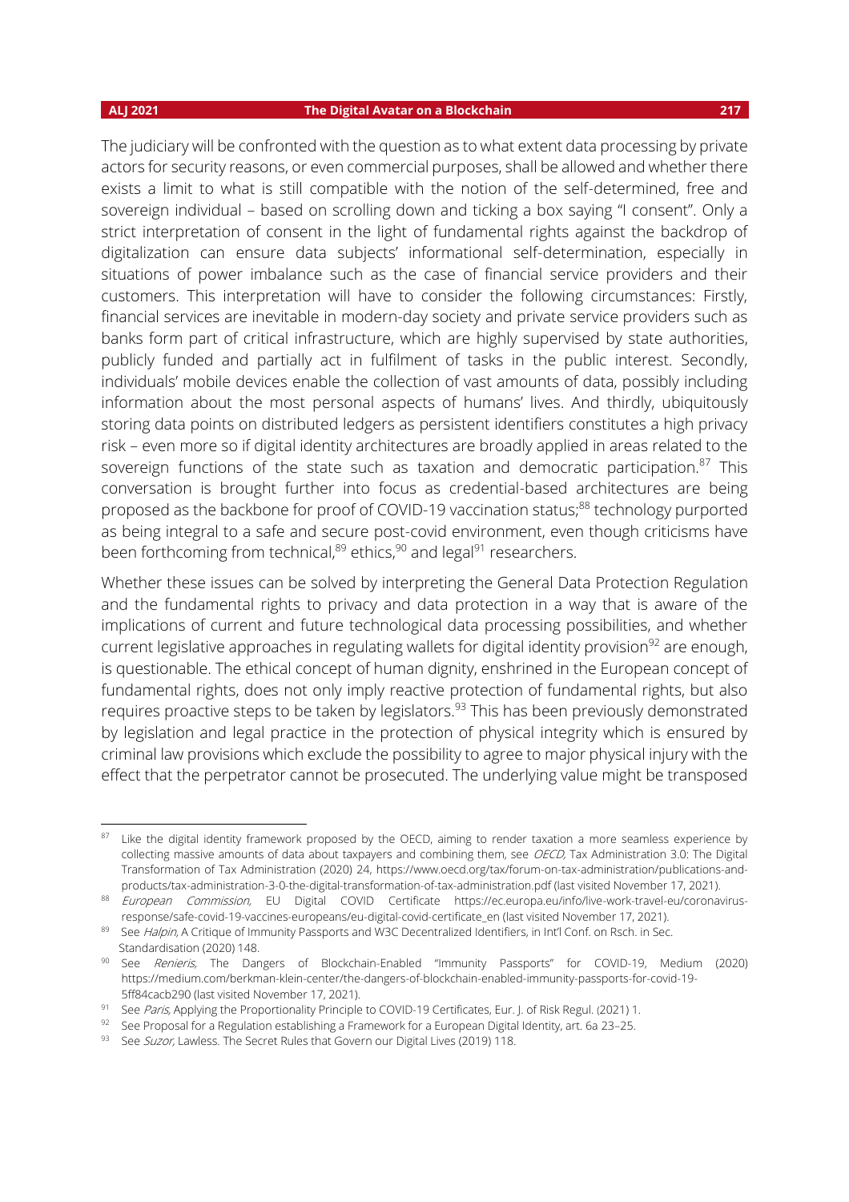The judiciary will be confronted with the question as to what extent data processing by private actors for security reasons, or even commercial purposes, shall be allowed and whether there exists a limit to what is still compatible with the notion of the self-determined, free and sovereign individual – based on scrolling down and ticking a box saying "I consent". Only a strict interpretation of consent in the light of fundamental rights against the backdrop of digitalization can ensure data subjects' informational self-determination, especially in situations of power imbalance such as the case of financial service providers and their customers. This interpretation will have to consider the following circumstances: Firstly, financial services are inevitable in modern-day society and private service providers such as banks form part of critical infrastructure, which are highly supervised by state authorities, publicly funded and partially act in fulfilment of tasks in the public interest. Secondly, individuals' mobile devices enable the collection of vast amounts of data, possibly including information about the most personal aspects of humans' lives. And thirdly, ubiquitously storing data points on distributed ledgers as persistent identifiers constitutes a high privacy risk – even more so if digital identity architectures are broadly applied in areas related to the sovereign functions of the state such as taxation and democratic participation.[87] This conversation is brought further into focus as credential-based architectures are being proposed as the backbone for proof of COVID-19 vaccination status;[88] technology purported as being integral to a safe and secure post-covid environment, even though criticisms have been forthcoming from technical,[89] ethics,[90] and legal[91] researchers.

Whether these issues can be solved by interpreting the General Data Protection Regulation and the fundamental rights to privacy and data protection in a way that is aware of the implications of current and future technological data processing possibilities, and whether current legislative approaches in regulating wallets for digital identity provision[92] are enough, is questionable. The ethical concept of human dignity, enshrined in the European concept of fundamental rights, does not only imply reactive protection of fundamental rights, but also requires proactive steps to be taken by legislators.[93] This has been previously demonstrated by legislation and legal practice in the protection of physical integrity which is ensured by criminal law provisions which exclude the possibility to agree to major physical injury with the effect that the perpetrator cannot be prosecuted. The underlying value might be transposed

---

[87] Like the digital identity framework proposed by the OECD, aiming to render taxation a more seamless experience by collecting massive amounts of data about taxpayers and combining them, see *OECD,* Tax Administration 3.0: The Digital Transformation of Tax Administration (2020) 24, https://www.oecd.org/tax/forum-on-tax-administration/publications-and-products/tax-administration-3-0-the-digital-transformation-of-tax-administration.pdf (last visited November 17, 2021).

[88] *European Commission,* EU Digital COVID Certificate https://ec.europa.eu/info/live-work-travel-eu/coronavirus-response/safe-covid-19-vaccines-europeans/eu-digital-covid-certificate_en (last visited November 17, 2021).

[89] See *Halpin,* A Critique of Immunity Passports and W3C Decentralized Identifiers, in Int'l Conf. on Rsch. in Sec. Standardisation (2020) 148.

[90] See *Renieris,* The Dangers of Blockchain-Enabled "Immunity Passports" for COVID-19, Medium (2020) https://medium.com/berkman-klein-center/the-dangers-of-blockchain-enabled-immunity-passports-for-covid-19-5ff84cacb290 (last visited November 17, 2021).

[91] See *Paris,* Applying the Proportionality Principle to COVID-19 Certificates, Eur. J. of Risk Regul. (2021) 1.

[92] See Proposal for a Regulation establishing a Framework for a European Digital Identity, art. 6a 23–25.

[93] See *Suzor,* Lawless. The Secret Rules that Govern our Digital Lives (2019) 118.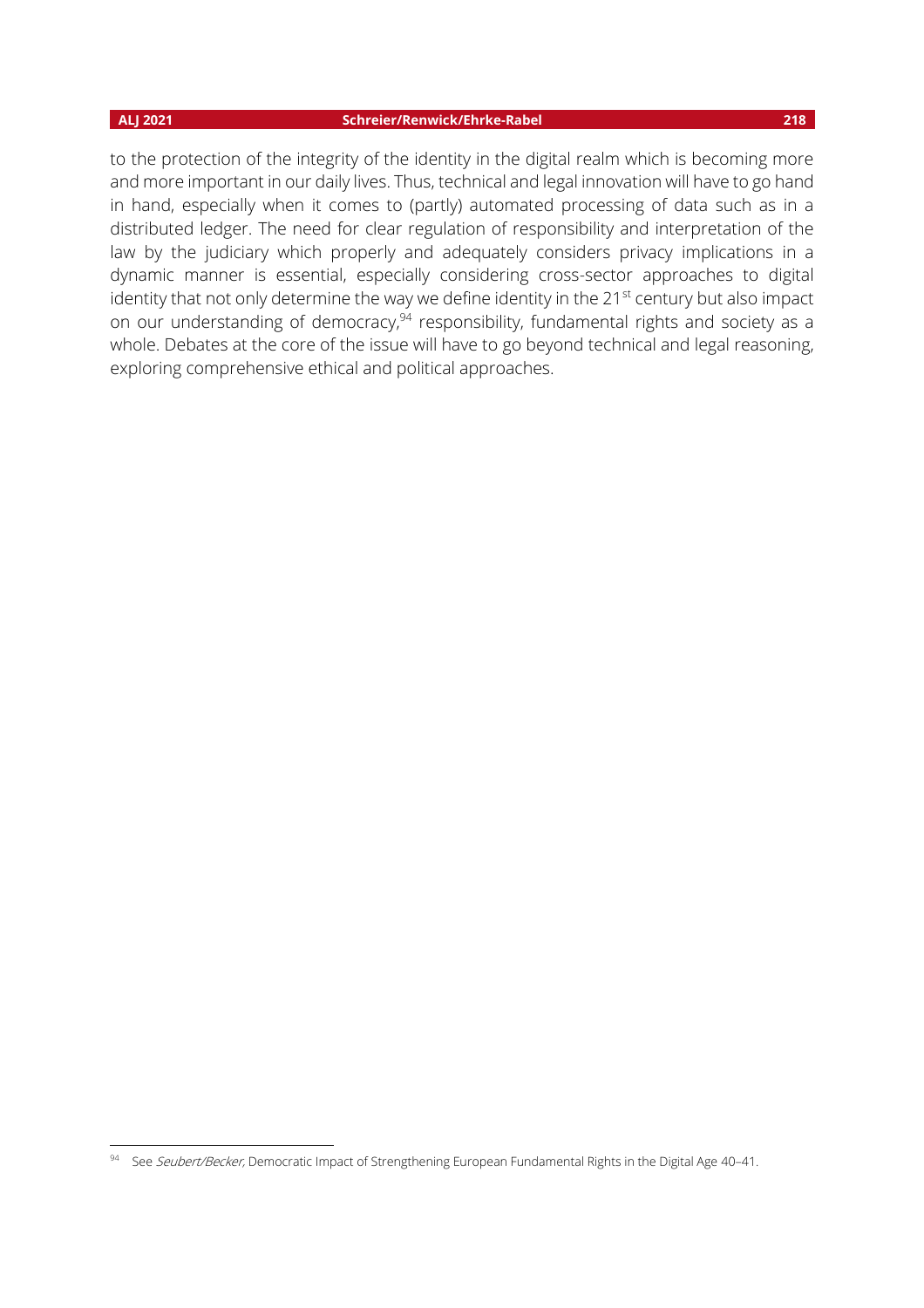to the protection of the integrity of the identity in the digital realm which is becoming more and more important in our daily lives. Thus, technical and legal innovation will have to go hand in hand, especially when it comes to (partly) automated processing of data such as in a distributed ledger. The need for clear regulation of responsibility and interpretation of the law by the judiciary which properly and adequately considers privacy implications in a dynamic manner is essential, especially considering cross-sector approaches to digital identity that not only determine the way we define identity in the 21st century but also impact on our understanding of democracy,[94] responsibility, fundamental rights and society as a whole. Debates at the core of the issue will have to go beyond technical and legal reasoning, exploring comprehensive ethical and political approaches.

---

[94] See *Seubert/Becker,* Democratic Impact of Strengthening European Fundamental Rights in the Digital Age 40–41.